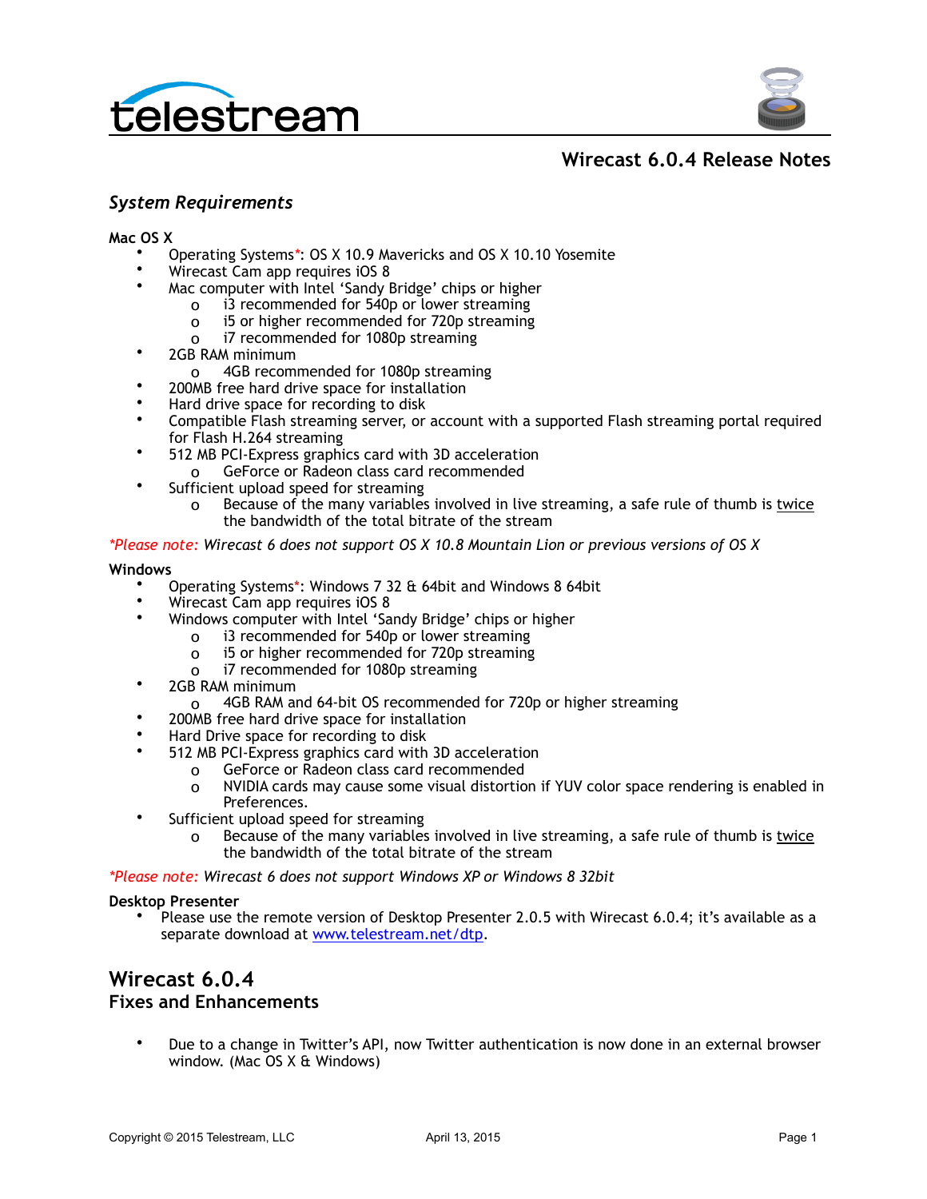telestream

# Wirecast 6.0.4 Release Notes

## *System Requirements*

**Mac OS X**

- Operating Systems*: OS X 10.9 Mavericks and OS X 10.10 Yosemite
- Wirecast Cam app requires iOS 8
- Mac computer with Intel 'Sandy Bridge' chips or higher
  - i3 recommended for 540p or lower streaming
  - i5 or higher recommended for 720p streaming
  - i7 recommended for 1080p streaming
- 2GB RAM minimum
  - 4GB recommended for 1080p streaming
- 200MB free hard drive space for installation
- Hard drive space for recording to disk
- Compatible Flash streaming server, or account with a supported Flash streaming portal required for Flash H.264 streaming
- 512 MB PCI-Express graphics card with 3D acceleration
  - GeForce or Radeon class card recommended
- Sufficient upload speed for streaming
  - Because of the many variables involved in live streaming, a safe rule of thumb is twice the bandwidth of the total bitrate of the stream

*\*Please note: Wirecast 6 does not support OS X 10.8 Mountain Lion or previous versions of OS X*

**Windows**

- Operating Systems*: Windows 7 32 & 64bit and Windows 8 64bit
- Wirecast Cam app requires iOS 8
- Windows computer with Intel 'Sandy Bridge' chips or higher
  - i3 recommended for 540p or lower streaming
  - i5 or higher recommended for 720p streaming
  - i7 recommended for 1080p streaming
- 2GB RAM minimum
  - 4GB RAM and 64-bit OS recommended for 720p or higher streaming
- 200MB free hard drive space for installation
- Hard Drive space for recording to disk
- 512 MB PCI-Express graphics card with 3D acceleration
  - GeForce or Radeon class card recommended
  - NVIDIA cards may cause some visual distortion if YUV color space rendering is enabled in Preferences.
- Sufficient upload speed for streaming
  - Because of the many variables involved in live streaming, a safe rule of thumb is twice the bandwidth of the total bitrate of the stream

*\*Please note: Wirecast 6 does not support Windows XP or Windows 8 32bit*

**Desktop Presenter**

- Please use the remote version of Desktop Presenter 2.0.5 with Wirecast 6.0.4; it's available as a separate download at [www.telestream.net/dtp](http://www.telestream.net/dtp).

## Wirecast 6.0.4

### Fixes and Enhancements

- Due to a change in Twitter's API, now Twitter authentication is now done in an external browser window. (Mac OS X & Windows)

Copyright © 2015 Telestream, LLC April 13, 2015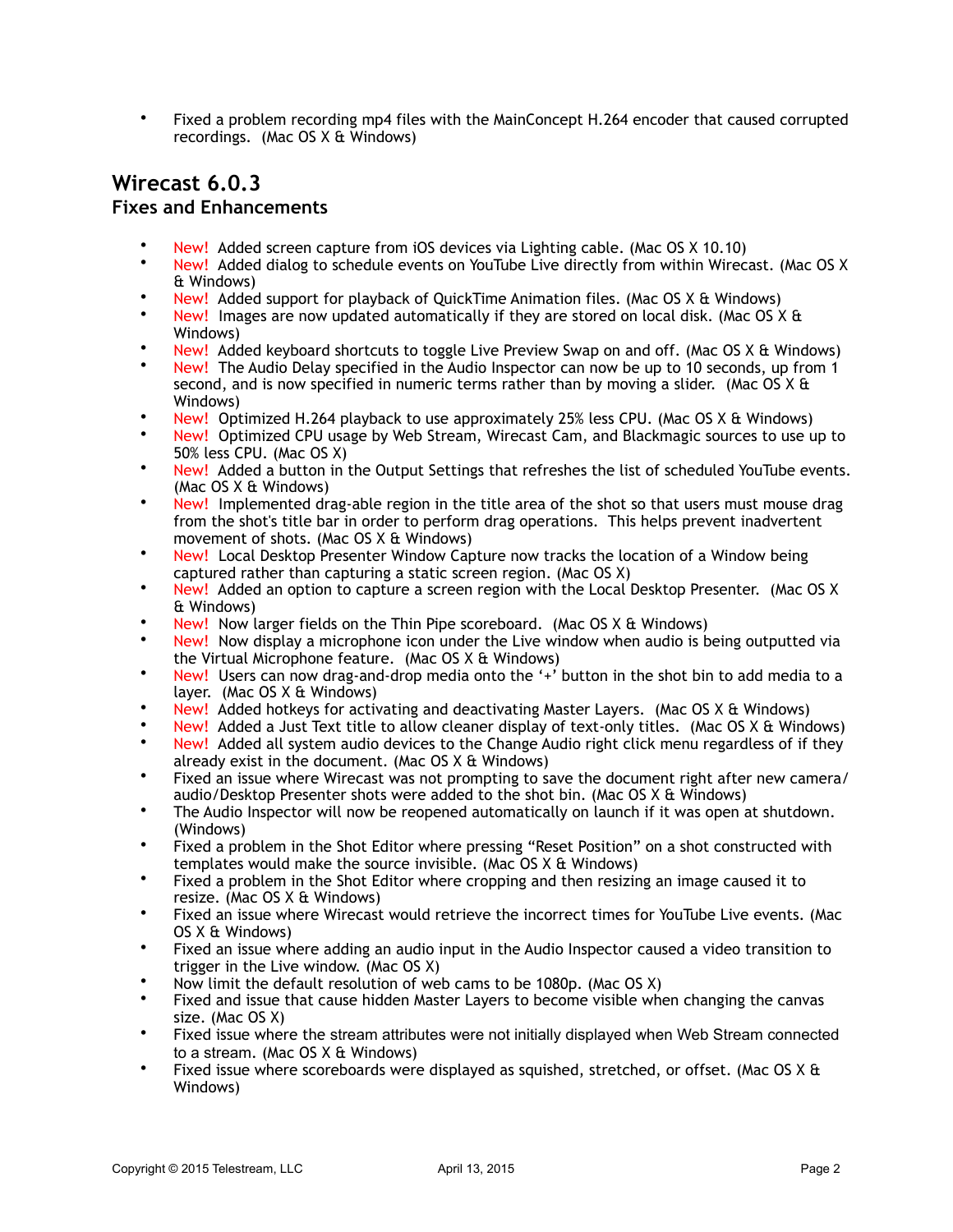- Fixed a problem recording mp4 files with the MainConcept H.264 encoder that caused corrupted recordings. (Mac OS X & Windows)

## Wirecast 6.0.3

### Fixes and Enhancements

- New! Added screen capture from iOS devices via Lighting cable. (Mac OS X 10.10)
- New! Added dialog to schedule events on YouTube Live directly from within Wirecast. (Mac OS X & Windows)
- New! Added support for playback of QuickTime Animation files. (Mac OS X & Windows)
- New! Images are now updated automatically if they are stored on local disk. (Mac OS X & Windows)
- New! Added keyboard shortcuts to toggle Live Preview Swap on and off. (Mac OS X & Windows)
- New! The Audio Delay specified in the Audio Inspector can now be up to 10 seconds, up from 1 second, and is now specified in numeric terms rather than by moving a slider. (Mac OS X & Windows)
- New! Optimized H.264 playback to use approximately 25% less CPU. (Mac OS X & Windows)
- New! Optimized CPU usage by Web Stream, Wirecast Cam, and Blackmagic sources to use up to 50% less CPU. (Mac OS X)
- New! Added a button in the Output Settings that refreshes the list of scheduled YouTube events. (Mac OS X & Windows)
- New! Implemented drag-able region in the title area of the shot so that users must mouse drag from the shot's title bar in order to perform drag operations. This helps prevent inadvertent movement of shots. (Mac OS X & Windows)
- New! Local Desktop Presenter Window Capture now tracks the location of a Window being captured rather than capturing a static screen region. (Mac OS X)
- New! Added an option to capture a screen region with the Local Desktop Presenter. (Mac OS X & Windows)
- New! Now larger fields on the Thin Pipe scoreboard. (Mac OS X & Windows)
- New! Now display a microphone icon under the Live window when audio is being outputted via the Virtual Microphone feature. (Mac OS X & Windows)
- New! Users can now drag-and-drop media onto the '+' button in the shot bin to add media to a layer. (Mac OS X & Windows)
- New! Added hotkeys for activating and deactivating Master Layers. (Mac OS X & Windows)
- New! Added a Just Text title to allow cleaner display of text-only titles. (Mac OS X & Windows)
- New! Added all system audio devices to the Change Audio right click menu regardless of if they already exist in the document. (Mac OS X & Windows)
- Fixed an issue where Wirecast was not prompting to save the document right after new camera/audio/Desktop Presenter shots were added to the shot bin. (Mac OS X & Windows)
- The Audio Inspector will now be reopened automatically on launch if it was open at shutdown. (Windows)
- Fixed a problem in the Shot Editor where pressing "Reset Position" on a shot constructed with templates would make the source invisible. (Mac OS X & Windows)
- Fixed a problem in the Shot Editor where cropping and then resizing an image caused it to resize. (Mac OS X & Windows)
- Fixed an issue where Wirecast would retrieve the incorrect times for YouTube Live events. (Mac OS X & Windows)
- Fixed an issue where adding an audio input in the Audio Inspector caused a video transition to trigger in the Live window. (Mac OS X)
- Now limit the default resolution of web cams to be 1080p. (Mac OS X)
- Fixed and issue that cause hidden Master Layers to become visible when changing the canvas size. (Mac OS X)
- Fixed issue where the stream attributes were not initially displayed when Web Stream connected to a stream. (Mac OS X & Windows)
- Fixed issue where scoreboards were displayed as squished, stretched, or offset. (Mac OS X & Windows)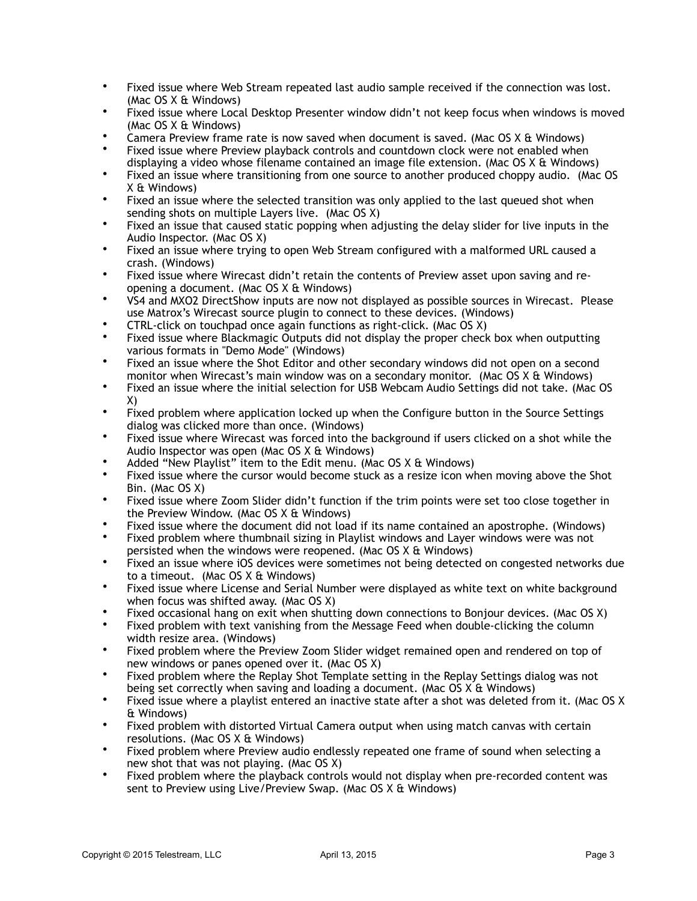- Fixed issue where Web Stream repeated last audio sample received if the connection was lost. (Mac OS X & Windows)
- Fixed issue where Local Desktop Presenter window didn't not keep focus when windows is moved (Mac OS X & Windows)
- Camera Preview frame rate is now saved when document is saved. (Mac OS X & Windows)
- Fixed issue where Preview playback controls and countdown clock were not enabled when displaying a video whose filename contained an image file extension. (Mac OS X & Windows)
- Fixed an issue where transitioning from one source to another produced choppy audio. (Mac OS X & Windows)
- Fixed an issue where the selected transition was only applied to the last queued shot when sending shots on multiple Layers live. (Mac OS X)
- Fixed an issue that caused static popping when adjusting the delay slider for live inputs in the Audio Inspector. (Mac OS X)
- Fixed an issue where trying to open Web Stream configured with a malformed URL caused a crash. (Windows)
- Fixed issue where Wirecast didn't retain the contents of Preview asset upon saving and re-opening a document. (Mac OS X & Windows)
- VS4 and MXO2 DirectShow inputs are now not displayed as possible sources in Wirecast. Please use Matrox's Wirecast source plugin to connect to these devices. (Windows)
- CTRL-click on touchpad once again functions as right-click. (Mac OS X)
- Fixed issue where Blackmagic Outputs did not display the proper check box when outputting various formats in "Demo Mode" (Windows)
- Fixed an issue where the Shot Editor and other secondary windows did not open on a second monitor when Wirecast's main window was on a secondary monitor. (Mac OS X & Windows)
- Fixed an issue where the initial selection for USB Webcam Audio Settings did not take. (Mac OS X)
- Fixed problem where application locked up when the Configure button in the Source Settings dialog was clicked more than once. (Windows)
- Fixed issue where Wirecast was forced into the background if users clicked on a shot while the Audio Inspector was open (Mac OS X & Windows)
- Added "New Playlist" item to the Edit menu. (Mac OS X & Windows)
- Fixed issue where the cursor would become stuck as a resize icon when moving above the Shot Bin. (Mac OS X)
- Fixed issue where Zoom Slider didn't function if the trim points were set too close together in the Preview Window. (Mac OS X & Windows)
- Fixed issue where the document did not load if its name contained an apostrophe. (Windows)
- Fixed problem where thumbnail sizing in Playlist windows and Layer windows were was not persisted when the windows were reopened. (Mac OS X & Windows)
- Fixed an issue where iOS devices were sometimes not being detected on congested networks due to a timeout. (Mac OS X & Windows)
- Fixed issue where License and Serial Number were displayed as white text on white background when focus was shifted away. (Mac OS X)
- Fixed occasional hang on exit when shutting down connections to Bonjour devices. (Mac OS X)
- Fixed problem with text vanishing from the Message Feed when double-clicking the column width resize area. (Windows)
- Fixed problem where the Preview Zoom Slider widget remained open and rendered on top of new windows or panes opened over it. (Mac OS X)
- Fixed problem where the Replay Shot Template setting in the Replay Settings dialog was not being set correctly when saving and loading a document. (Mac OS X & Windows)
- Fixed issue where a playlist entered an inactive state after a shot was deleted from it. (Mac OS X & Windows)
- Fixed problem with distorted Virtual Camera output when using match canvas with certain resolutions. (Mac OS X & Windows)
- Fixed problem where Preview audio endlessly repeated one frame of sound when selecting a new shot that was not playing. (Mac OS X)
- Fixed problem where the playback controls would not display when pre-recorded content was sent to Preview using Live/Preview Swap. (Mac OS X & Windows)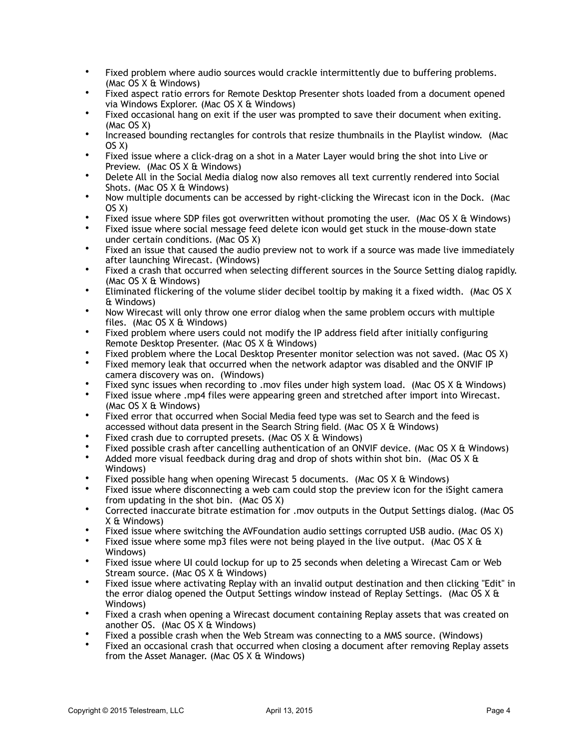- Fixed problem where audio sources would crackle intermittently due to buffering problems. (Mac OS X & Windows)
- Fixed aspect ratio errors for Remote Desktop Presenter shots loaded from a document opened via Windows Explorer. (Mac OS X & Windows)
- Fixed occasional hang on exit if the user was prompted to save their document when exiting. (Mac OS X)
- Increased bounding rectangles for controls that resize thumbnails in the Playlist window. (Mac OS X)
- Fixed issue where a click-drag on a shot in a Mater Layer would bring the shot into Live or Preview. (Mac OS X & Windows)
- Delete All in the Social Media dialog now also removes all text currently rendered into Social Shots. (Mac OS X & Windows)
- Now multiple documents can be accessed by right-clicking the Wirecast icon in the Dock. (Mac OS X)
- Fixed issue where SDP files got overwritten without promoting the user. (Mac OS X & Windows)
- Fixed issue where social message feed delete icon would get stuck in the mouse-down state under certain conditions. (Mac OS X)
- Fixed an issue that caused the audio preview not to work if a source was made live immediately after launching Wirecast. (Windows)
- Fixed a crash that occurred when selecting different sources in the Source Setting dialog rapidly. (Mac OS X & Windows)
- Eliminated flickering of the volume slider decibel tooltip by making it a fixed width. (Mac OS X & Windows)
- Now Wirecast will only throw one error dialog when the same problem occurs with multiple files. (Mac OS X & Windows)
- Fixed problem where users could not modify the IP address field after initially configuring Remote Desktop Presenter. (Mac OS X & Windows)
- Fixed problem where the Local Desktop Presenter monitor selection was not saved. (Mac OS X)
- Fixed memory leak that occurred when the network adaptor was disabled and the ONVIF IP camera discovery was on. (Windows)
- Fixed sync issues when recording to .mov files under high system load. (Mac OS X & Windows)
- Fixed issue where .mp4 files were appearing green and stretched after import into Wirecast. (Mac OS X & Windows)
- Fixed error that occurred when Social Media feed type was set to Search and the feed is accessed without data present in the Search String field. (Mac OS X & Windows)
- Fixed crash due to corrupted presets. (Mac OS X & Windows)
- Fixed possible crash after cancelling authentication of an ONVIF device. (Mac OS X & Windows)
- Added more visual feedback during drag and drop of shots within shot bin. (Mac OS X & Windows)
- Fixed possible hang when opening Wirecast 5 documents. (Mac OS X & Windows)
- Fixed issue where disconnecting a web cam could stop the preview icon for the iSight camera from updating in the shot bin. (Mac OS X)
- Corrected inaccurate bitrate estimation for .mov outputs in the Output Settings dialog. (Mac OS X & Windows)
- Fixed issue where switching the AVFoundation audio settings corrupted USB audio. (Mac OS X)
- Fixed issue where some mp3 files were not being played in the live output. (Mac OS X & Windows)
- Fixed issue where UI could lockup for up to 25 seconds when deleting a Wirecast Cam or Web Stream source. (Mac OS X & Windows)
- Fixed issue where activating Replay with an invalid output destination and then clicking "Edit" in the error dialog opened the Output Settings window instead of Replay Settings. (Mac OS X & Windows)
- Fixed a crash when opening a Wirecast document containing Replay assets that was created on another OS. (Mac OS X & Windows)
- Fixed a possible crash when the Web Stream was connecting to a MMS source. (Windows)
- Fixed an occasional crash that occurred when closing a document after removing Replay assets from the Asset Manager. (Mac OS X & Windows)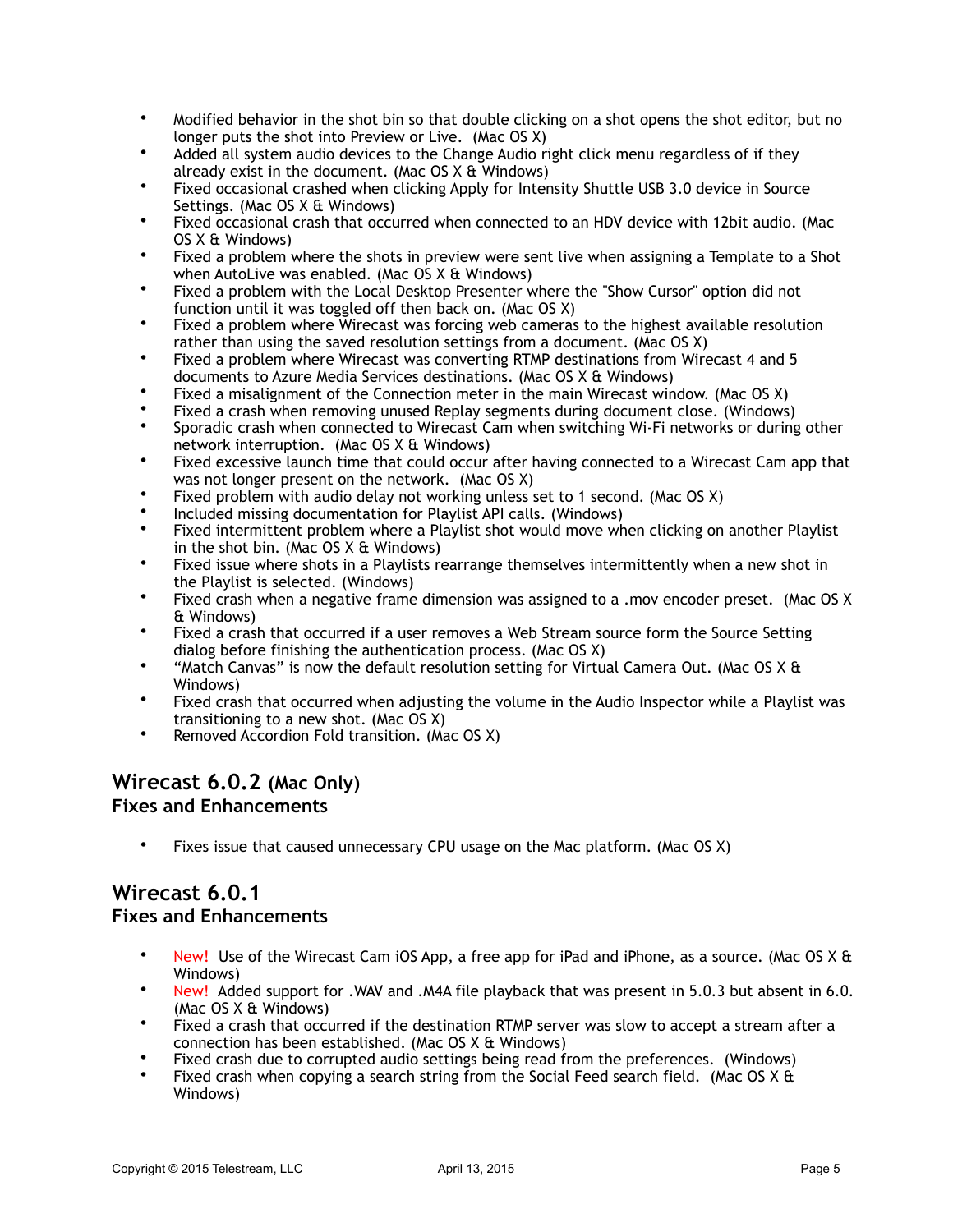- Modified behavior in the shot bin so that double clicking on a shot opens the shot editor, but no longer puts the shot into Preview or Live.  (Mac OS X)
- Added all system audio devices to the Change Audio right click menu regardless of if they already exist in the document. (Mac OS X & Windows)
- Fixed occasional crashed when clicking Apply for Intensity Shuttle USB 3.0 device in Source Settings. (Mac OS X & Windows)
- Fixed occasional crash that occurred when connected to an HDV device with 12bit audio. (Mac OS X & Windows)
- Fixed a problem where the shots in preview were sent live when assigning a Template to a Shot when AutoLive was enabled. (Mac OS X & Windows)
- Fixed a problem with the Local Desktop Presenter where the "Show Cursor" option did not function until it was toggled off then back on. (Mac OS X)
- Fixed a problem where Wirecast was forcing web cameras to the highest available resolution rather than using the saved resolution settings from a document. (Mac OS X)
- Fixed a problem where Wirecast was converting RTMP destinations from Wirecast 4 and 5 documents to Azure Media Services destinations. (Mac OS X & Windows)
- Fixed a misalignment of the Connection meter in the main Wirecast window. (Mac OS X)
- Fixed a crash when removing unused Replay segments during document close. (Windows)
- Sporadic crash when connected to Wirecast Cam when switching Wi-Fi networks or during other network interruption.  (Mac OS X & Windows)
- Fixed excessive launch time that could occur after having connected to a Wirecast Cam app that was not longer present on the network.  (Mac OS X)
- Fixed problem with audio delay not working unless set to 1 second. (Mac OS X)
- Included missing documentation for Playlist API calls. (Windows)
- Fixed intermittent problem where a Playlist shot would move when clicking on another Playlist in the shot bin. (Mac OS X & Windows)
- Fixed issue where shots in a Playlists rearrange themselves intermittently when a new shot in the Playlist is selected. (Windows)
- Fixed crash when a negative frame dimension was assigned to a .mov encoder preset.  (Mac OS X & Windows)
- Fixed a crash that occurred if a user removes a Web Stream source form the Source Setting dialog before finishing the authentication process. (Mac OS X)
- “Match Canvas” is now the default resolution setting for Virtual Camera Out. (Mac OS X & Windows)
- Fixed crash that occurred when adjusting the volume in the Audio Inspector while a Playlist was transitioning to a new shot. (Mac OS X)
- Removed Accordion Fold transition. (Mac OS X)

## Wirecast 6.0.2 (Mac Only)

### Fixes and Enhancements

- Fixes issue that caused unnecessary CPU usage on the Mac platform. (Mac OS X)

## Wirecast 6.0.1

### Fixes and Enhancements

- New!  Use of the Wirecast Cam iOS App, a free app for iPad and iPhone, as a source. (Mac OS X & Windows)
- New!  Added support for .WAV and .M4A file playback that was present in 5.0.3 but absent in 6.0. (Mac OS X & Windows)
- Fixed a crash that occurred if the destination RTMP server was slow to accept a stream after a connection has been established. (Mac OS X & Windows)
- Fixed crash due to corrupted audio settings being read from the preferences.  (Windows)
- Fixed crash when copying a search string from the Social Feed search field.  (Mac OS X & Windows)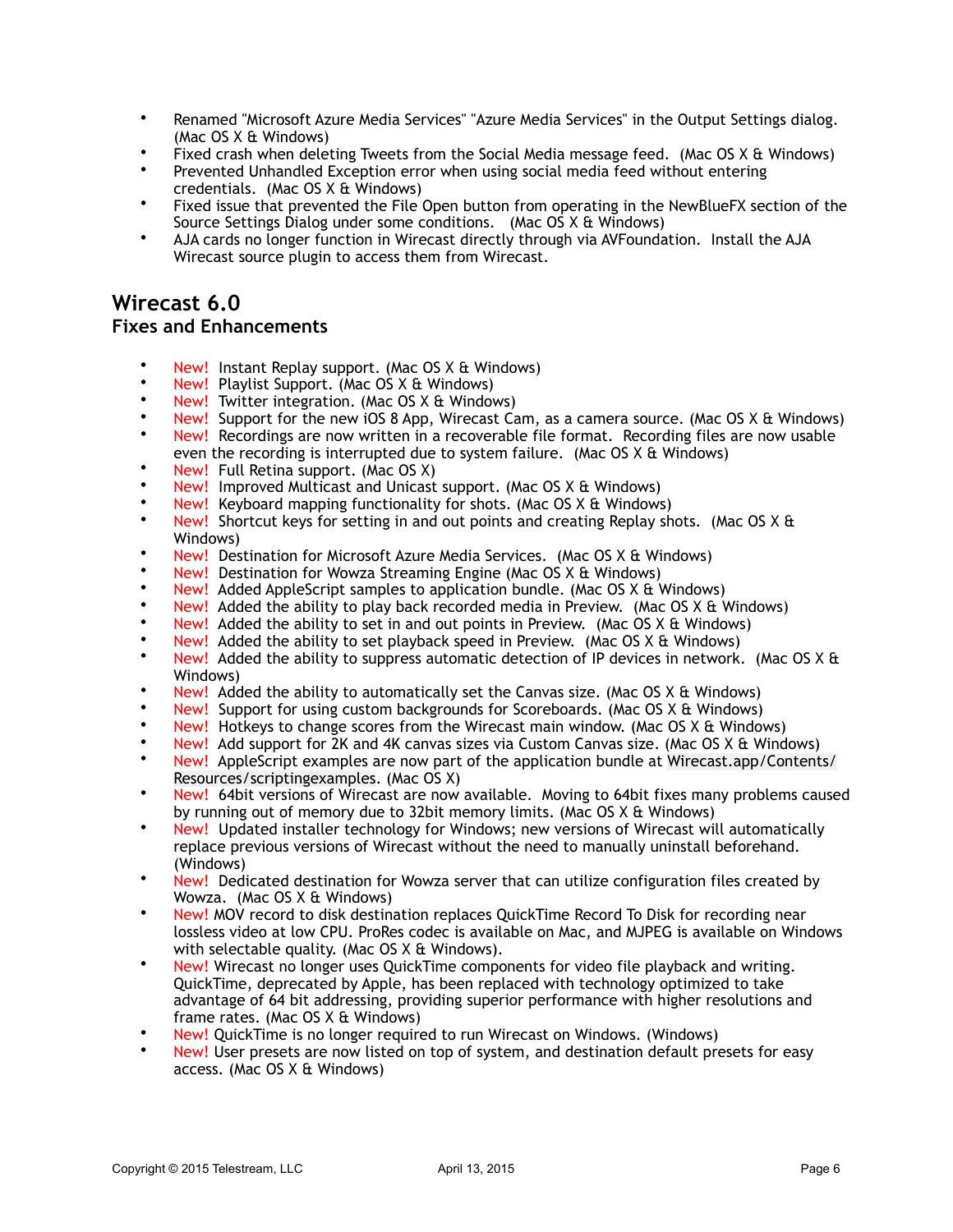- Renamed "Microsoft Azure Media Services" "Azure Media Services" in the Output Settings dialog. (Mac OS X & Windows)
- Fixed crash when deleting Tweets from the Social Media message feed. (Mac OS X & Windows)
- Prevented Unhandled Exception error when using social media feed without entering credentials. (Mac OS X & Windows)
- Fixed issue that prevented the File Open button from operating in the NewBlueFX section of the Source Settings Dialog under some conditions. (Mac OS X & Windows)
- AJA cards no longer function in Wirecast directly through via AVFoundation. Install the AJA Wirecast source plugin to access them from Wirecast.

## Wirecast 6.0

### Fixes and Enhancements

- New! Instant Replay support. (Mac OS X & Windows)
- New! Playlist Support. (Mac OS X & Windows)
- New! Twitter integration. (Mac OS X & Windows)
- New! Support for the new iOS 8 App, Wirecast Cam, as a camera source. (Mac OS X & Windows)
- New! Recordings are now written in a recoverable file format. Recording files are now usable even the recording is interrupted due to system failure. (Mac OS X & Windows)
- New! Full Retina support. (Mac OS X)
- New! Improved Multicast and Unicast support. (Mac OS X & Windows)
- New! Keyboard mapping functionality for shots. (Mac OS X & Windows)
- New! Shortcut keys for setting in and out points and creating Replay shots. (Mac OS X & Windows)
- New! Destination for Microsoft Azure Media Services. (Mac OS X & Windows)
- New! Destination for Wowza Streaming Engine (Mac OS X & Windows)
- New! Added AppleScript samples to application bundle. (Mac OS X & Windows)
- New! Added the ability to play back recorded media in Preview. (Mac OS X & Windows)
- New! Added the ability to set in and out points in Preview. (Mac OS X & Windows)
- New! Added the ability to set playback speed in Preview. (Mac OS X & Windows)
- New! Added the ability to suppress automatic detection of IP devices in network. (Mac OS X & Windows)
- New! Added the ability to automatically set the Canvas size. (Mac OS X & Windows)
- New! Support for using custom backgrounds for Scoreboards. (Mac OS X & Windows)
- New! Hotkeys to change scores from the Wirecast main window. (Mac OS X & Windows)
- New! Add support for 2K and 4K canvas sizes via Custom Canvas size. (Mac OS X & Windows)
- New! AppleScript examples are now part of the application bundle at `Wirecast.app/Contents/Resources/scriptingexamples`. (Mac OS X)
- New! 64bit versions of Wirecast are now available. Moving to 64bit fixes many problems caused by running out of memory due to 32bit memory limits. (Mac OS X & Windows)
- New! Updated installer technology for Windows; new versions of Wirecast will automatically replace previous versions of Wirecast without the need to manually uninstall beforehand. (Windows)
- New! Dedicated destination for Wowza server that can utilize configuration files created by Wowza. (Mac OS X & Windows)
- New! MOV record to disk destination replaces QuickTime Record To Disk for recording near lossless video at low CPU. ProRes codec is available on Mac, and MJPEG is available on Windows with selectable quality. (Mac OS X & Windows).
- New! Wirecast no longer uses QuickTime components for video file playback and writing. QuickTime, deprecated by Apple, has been replaced with technology optimized to take advantage of 64 bit addressing, providing superior performance with higher resolutions and frame rates. (Mac OS X & Windows)
- New! QuickTime is no longer required to run Wirecast on Windows. (Windows)
- New! User presets are now listed on top of system, and destination default presets for easy access. (Mac OS X & Windows)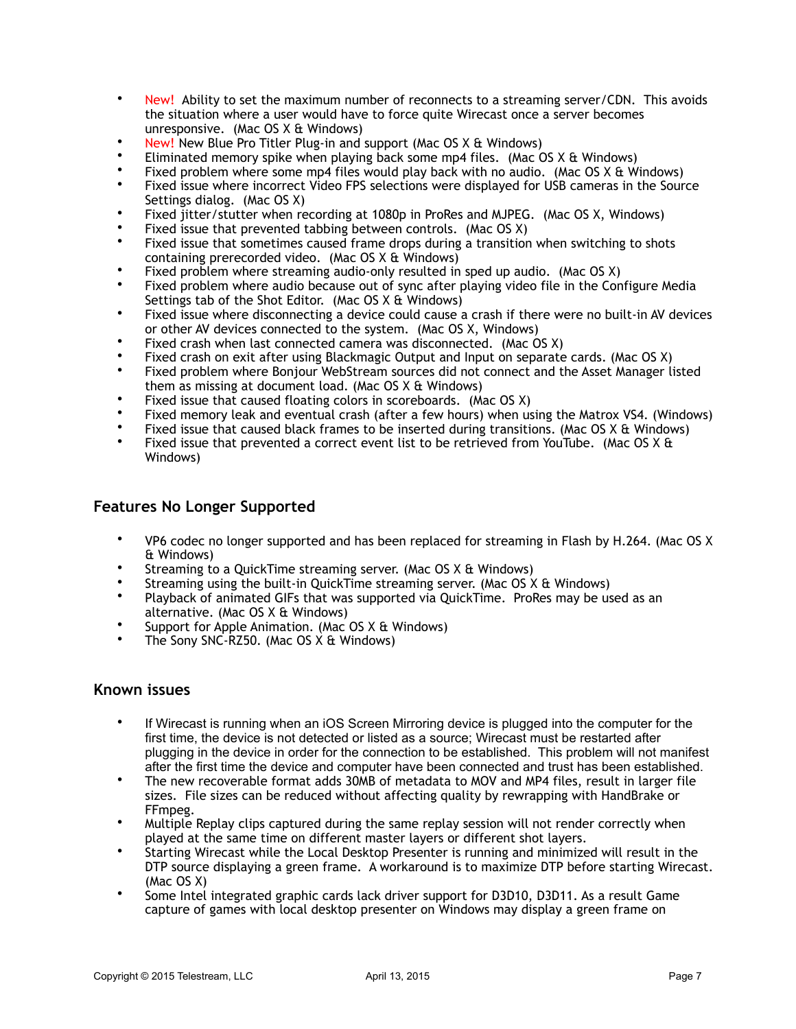- New! Ability to set the maximum number of reconnects to a streaming server/CDN. This avoids the situation where a user would have to force quite Wirecast once a server becomes unresponsive. (Mac OS X & Windows)
- New! New Blue Pro Titler Plug-in and support (Mac OS X & Windows)
- Eliminated memory spike when playing back some mp4 files. (Mac OS X & Windows)
- Fixed problem where some mp4 files would play back with no audio. (Mac OS X & Windows)
- Fixed issue where incorrect Video FPS selections were displayed for USB cameras in the Source Settings dialog. (Mac OS X)
- Fixed jitter/stutter when recording at 1080p in ProRes and MJPEG. (Mac OS X, Windows)
- Fixed issue that prevented tabbing between controls. (Mac OS X)
- Fixed issue that sometimes caused frame drops during a transition when switching to shots containing prerecorded video. (Mac OS X & Windows)
- Fixed problem where streaming audio-only resulted in sped up audio. (Mac OS X)
- Fixed problem where audio because out of sync after playing video file in the Configure Media Settings tab of the Shot Editor. (Mac OS X & Windows)
- Fixed issue where disconnecting a device could cause a crash if there were no built-in AV devices or other AV devices connected to the system. (Mac OS X, Windows)
- Fixed crash when last connected camera was disconnected. (Mac OS X)
- Fixed crash on exit after using Blackmagic Output and Input on separate cards. (Mac OS X)
- Fixed problem where Bonjour WebStream sources did not connect and the Asset Manager listed them as missing at document load. (Mac OS X & Windows)
- Fixed issue that caused floating colors in scoreboards. (Mac OS X)
- Fixed memory leak and eventual crash (after a few hours) when using the Matrox VS4. (Windows)
- Fixed issue that caused black frames to be inserted during transitions. (Mac OS X & Windows)
- Fixed issue that prevented a correct event list to be retrieved from YouTube. (Mac OS X & Windows)

## Features No Longer Supported

- VP6 codec no longer supported and has been replaced for streaming in Flash by H.264. (Mac OS X & Windows)
- Streaming to a QuickTime streaming server. (Mac OS X & Windows)
- Streaming using the built-in QuickTime streaming server. (Mac OS X & Windows)
- Playback of animated GIFs that was supported via QuickTime. ProRes may be used as an alternative. (Mac OS X & Windows)
- Support for Apple Animation. (Mac OS X & Windows)
- The Sony SNC-RZ50. (Mac OS X & Windows)

## Known issues

- If Wirecast is running when an iOS Screen Mirroring device is plugged into the computer for the first time, the device is not detected or listed as a source; Wirecast must be restarted after plugging in the device in order for the connection to be established. This problem will not manifest after the first time the device and computer have been connected and trust has been established.
- The new recoverable format adds 30MB of metadata to MOV and MP4 files, result in larger file sizes. File sizes can be reduced without affecting quality by rewrapping with HandBrake or FFmpeg.
- Multiple Replay clips captured during the same replay session will not render correctly when played at the same time on different master layers or different shot layers.
- Starting Wirecast while the Local Desktop Presenter is running and minimized will result in the DTP source displaying a green frame. A workaround is to maximize DTP before starting Wirecast. (Mac OS X)
- Some Intel integrated graphic cards lack driver support for D3D10, D3D11. As a result Game capture of games with local desktop presenter on Windows may display a green frame on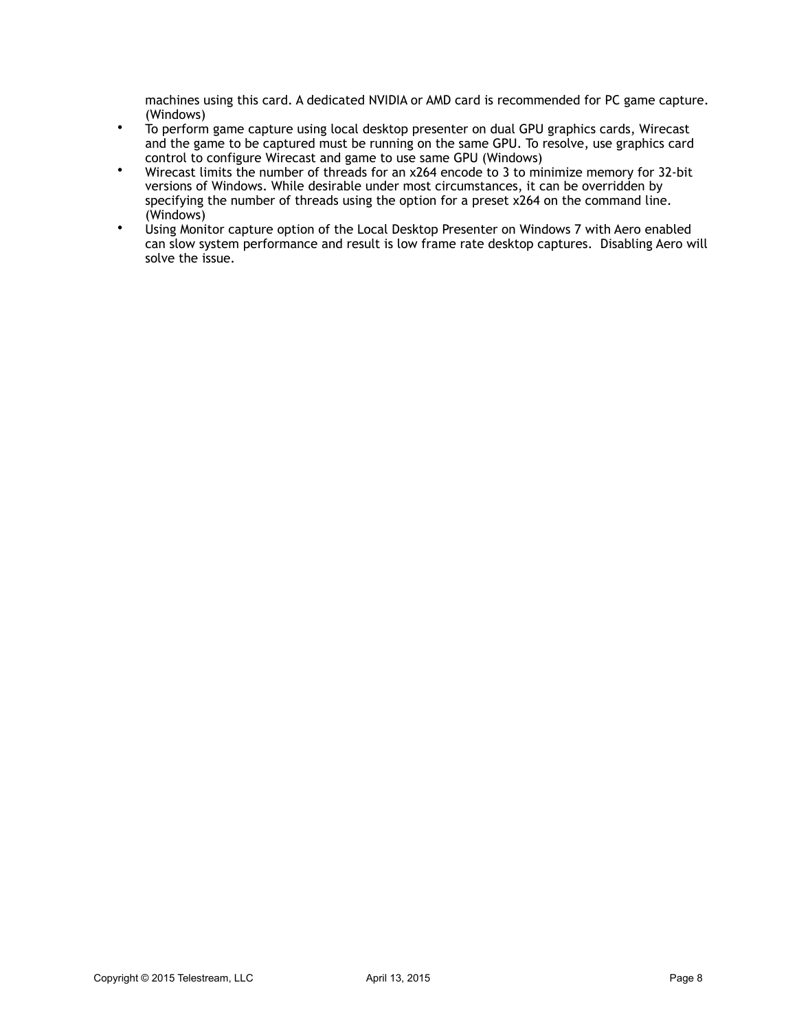machines using this card. A dedicated NVIDIA or AMD card is recommended for PC game capture. (Windows)

- To perform game capture using local desktop presenter on dual GPU graphics cards, Wirecast and the game to be captured must be running on the same GPU. To resolve, use graphics card control to configure Wirecast and game to use same GPU (Windows)
- Wirecast limits the number of threads for an x264 encode to 3 to minimize memory for 32-bit versions of Windows. While desirable under most circumstances, it can be overridden by specifying the number of threads using the option for a preset x264 on the command line. (Windows)
- Using Monitor capture option of the Local Desktop Presenter on Windows 7 with Aero enabled can slow system performance and result is low frame rate desktop captures. Disabling Aero will solve the issue.